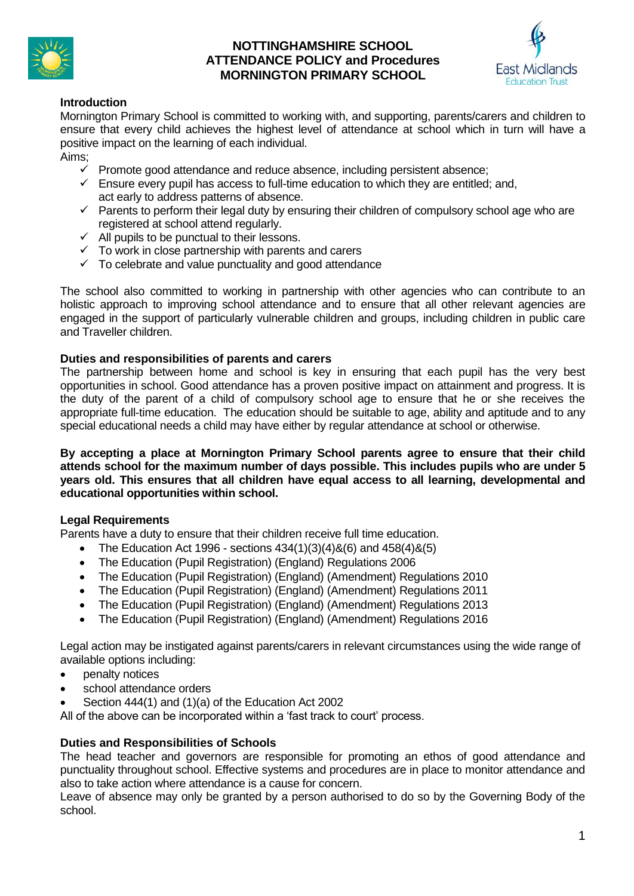# NOTTINGHAMSHIRE SCHOOL ATTENDANCE POLICY and Procedures MORNINGTON PRIMARY SCHOOL

## Introduction

Mornington Primary School is committed to working with, and supporting, parents/carers and children to ensure that every child achieves the highest level of attendance at school which in turn will have a positive impact on the learning of each individual.

Aims;

- ✓ Promote good attendance and reduce absence, including persistent absence;
- ✓ Ensure every pupil has access to full-time education to which they are entitled; and, act early to address patterns of absence.
- ✓ Parents to perform their legal duty by ensuring their children of compulsory school age who are registered at school attend regularly.
- ✓ All pupils to be punctual to their lessons.
- ✓ To work in close partnership with parents and carers
- ✓ To celebrate and value punctuality and good attendance

The school also committed to working in partnership with other agencies who can contribute to an holistic approach to improving school attendance and to ensure that all other relevant agencies are engaged in the support of particularly vulnerable children and groups, including children in public care and Traveller children.

## Duties and responsibilities of parents and carers

The partnership between home and school is key in ensuring that each pupil has the very best opportunities in school. Good attendance has a proven positive impact on attainment and progress. It is the duty of the parent of a child of compulsory school age to ensure that he or she receives the appropriate full-time education. The education should be suitable to age, ability and aptitude and to any special educational needs a child may have either by regular attendance at school or otherwise.

**By accepting a place at Mornington Primary School parents agree to ensure that their child attends school for the maximum number of days possible. This includes pupils who are under 5 years old. This ensures that all children have equal access to all learning, developmental and educational opportunities within school.**

## Legal Requirements

Parents have a duty to ensure that their children receive full time education.

- The Education Act 1996 - sections 434(1)(3)(4)&(6) and 458(4)&(5)
- The Education (Pupil Registration) (England) Regulations 2006
- The Education (Pupil Registration) (England) (Amendment) Regulations 2010
- The Education (Pupil Registration) (England) (Amendment) Regulations 2011
- The Education (Pupil Registration) (England) (Amendment) Regulations 2013
- The Education (Pupil Registration) (England) (Amendment) Regulations 2016

Legal action may be instigated against parents/carers in relevant circumstances using the wide range of available options including:

- penalty notices
- school attendance orders
- Section 444(1) and (1)(a) of the Education Act 2002

All of the above can be incorporated within a 'fast track to court' process.

## Duties and Responsibilities of Schools

The head teacher and governors are responsible for promoting an ethos of good attendance and punctuality throughout school. Effective systems and procedures are in place to monitor attendance and also to take action where attendance is a cause for concern.

Leave of absence may only be granted by a person authorised to do so by the Governing Body of the school.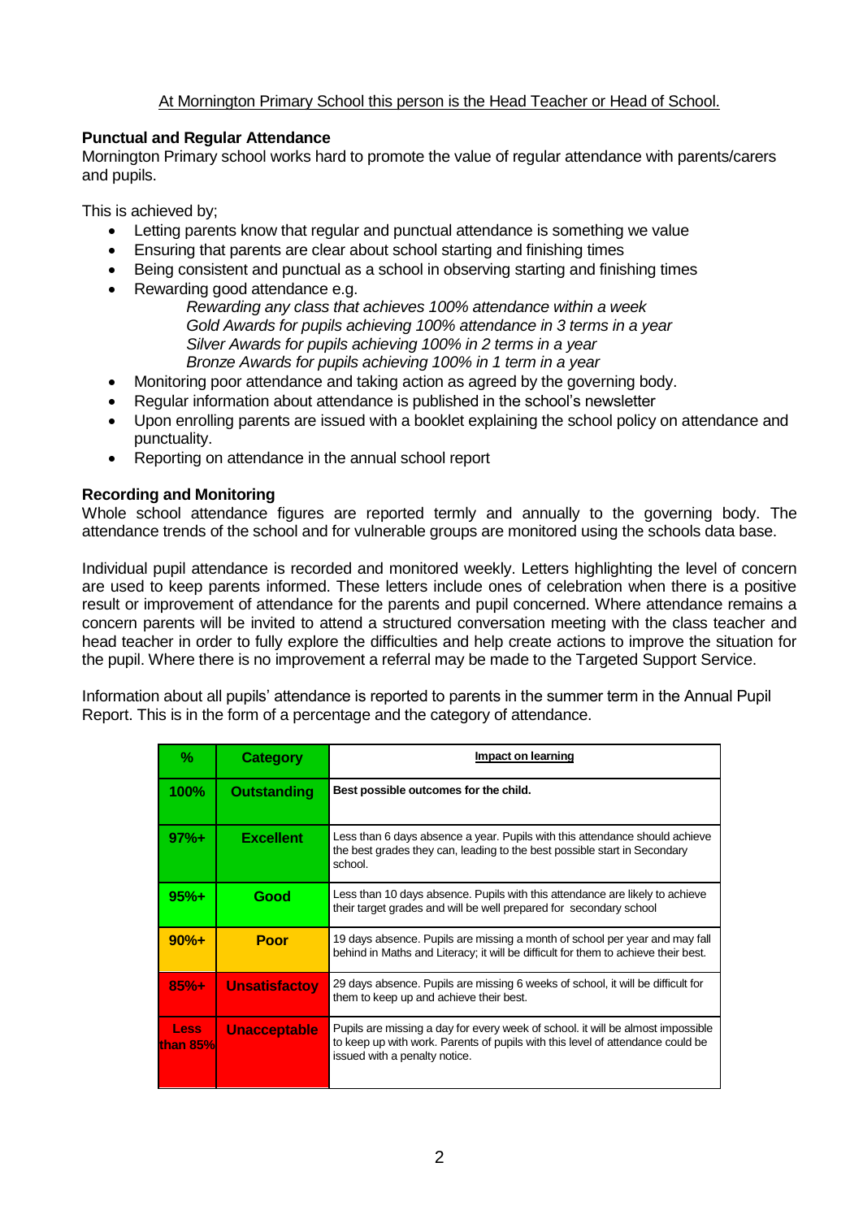At Mornington Primary School this person is the Head Teacher or Head of School.

**Punctual and Regular Attendance**

Mornington Primary school works hard to promote the value of regular attendance with parents/carers and pupils.

This is achieved by;

- Letting parents know that regular and punctual attendance is something we value
- Ensuring that parents are clear about school starting and finishing times
- Being consistent and punctual as a school in observing starting and finishing times
- Rewarding good attendance e.g.

  *Rewarding any class that achieves 100% attendance within a week*
  *Gold Awards for pupils achieving 100% attendance in 3 terms in a year*
  *Silver Awards for pupils achieving 100% in 2 terms in a year*
  *Bronze Awards for pupils achieving 100% in 1 term in a year*
- Monitoring poor attendance and taking action as agreed by the governing body.
- Regular information about attendance is published in the school's newsletter
- Upon enrolling parents are issued with a booklet explaining the school policy on attendance and punctuality.
- Reporting on attendance in the annual school report

**Recording and Monitoring**

Whole school attendance figures are reported termly and annually to the governing body. The attendance trends of the school and for vulnerable groups are monitored using the schools data base.

Individual pupil attendance is recorded and monitored weekly. Letters highlighting the level of concern are used to keep parents informed. These letters include ones of celebration when there is a positive result or improvement of attendance for the parents and pupil concerned. Where attendance remains a concern parents will be invited to attend a structured conversation meeting with the class teacher and head teacher in order to fully explore the difficulties and help create actions to improve the situation for the pupil. Where there is no improvement a referral may be made to the Targeted Support Service.

Information about all pupils' attendance is reported to parents in the summer term in the Annual Pupil Report. This is in the form of a percentage and the category of attendance.

| % | Category | Impact on learning |
|---|---|---|
| 100% | Outstanding | **Best possible outcomes for the child.** |
| 97%+ | Excellent | Less than 6 days absence a year. Pupils with this attendance should achieve the best grades they can, leading to the best possible start in Secondary school. |
| 95%+ | Good | Less than 10 days absence. Pupils with this attendance are likely to achieve their target grades and will be well prepared for secondary school |
| 90%+ | Poor | 19 days absence. Pupils are missing a month of school per year and may fall behind in Maths and Literacy; it will be difficult for them to achieve their best. |
| 85%+ | Unsatisfactoy | 29 days absence. Pupils are missing 6 weeks of school, it will be difficult for them to keep up and achieve their best. |
| Less than 85% | Unacceptable | Pupils are missing a day for every week of school. it will be almost impossible to keep up with work. Parents of pupils with this level of attendance could be issued with a penalty notice. |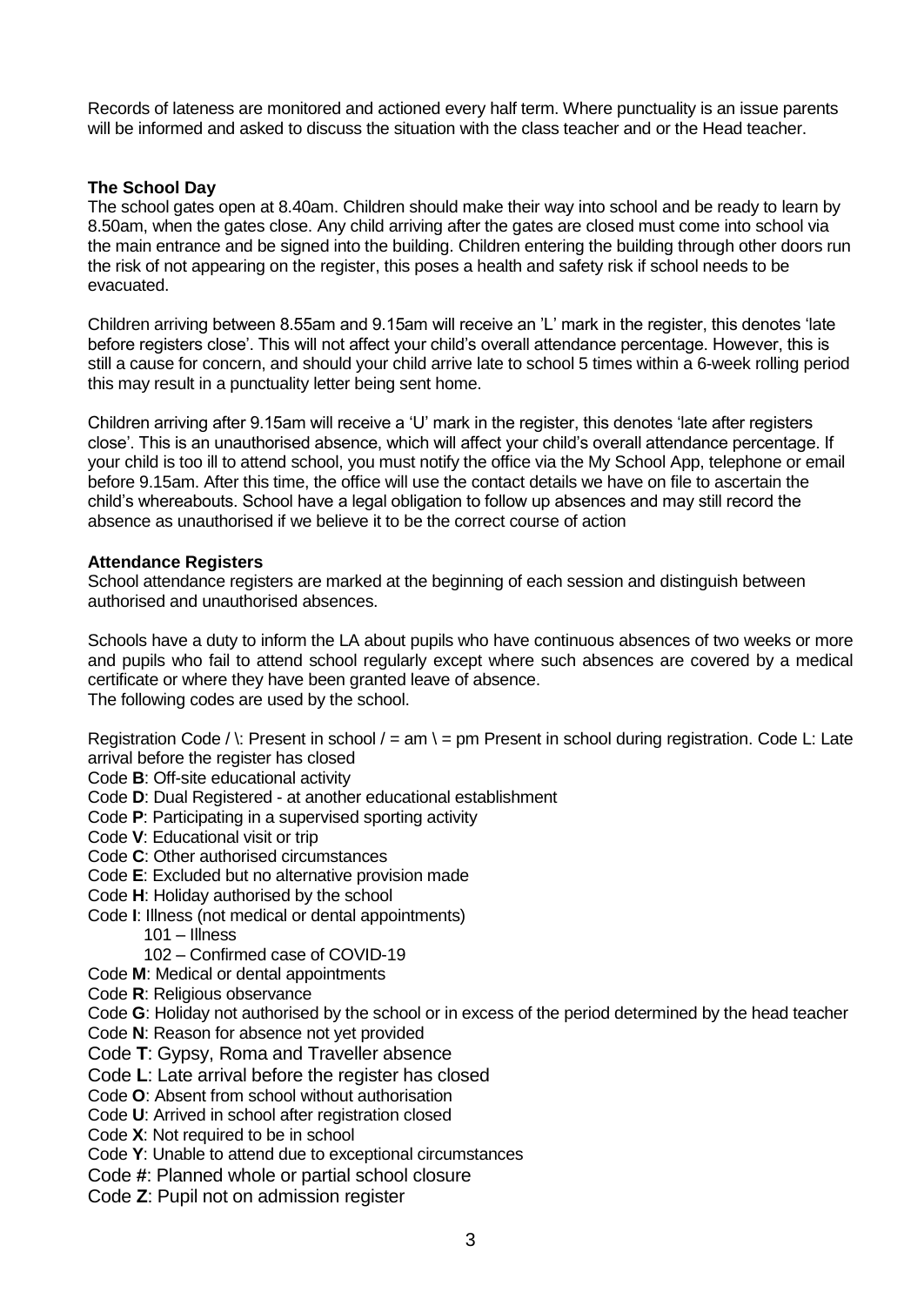Records of lateness are monitored and actioned every half term. Where punctuality is an issue parents will be informed and asked to discuss the situation with the class teacher and or the Head teacher.

**The School Day**

The school gates open at 8.40am. Children should make their way into school and be ready to learn by 8.50am, when the gates close. Any child arriving after the gates are closed must come into school via the main entrance and be signed into the building. Children entering the building through other doors run the risk of not appearing on the register, this poses a health and safety risk if school needs to be evacuated.

Children arriving between 8.55am and 9.15am will receive an 'L' mark in the register, this denotes 'late before registers close'. This will not affect your child's overall attendance percentage. However, this is still a cause for concern, and should your child arrive late to school 5 times within a 6-week rolling period this may result in a punctuality letter being sent home.

Children arriving after 9.15am will receive a 'U' mark in the register, this denotes 'late after registers close'. This is an unauthorised absence, which will affect your child's overall attendance percentage. If your child is too ill to attend school, you must notify the office via the My School App, telephone or email before 9.15am. After this time, the office will use the contact details we have on file to ascertain the child's whereabouts. School have a legal obligation to follow up absences and may still record the absence as unauthorised if we believe it to be the correct course of action

**Attendance Registers**

School attendance registers are marked at the beginning of each session and distinguish between authorised and unauthorised absences.

Schools have a duty to inform the LA about pupils who have continuous absences of two weeks or more and pupils who fail to attend school regularly except where such absences are covered by a medical certificate or where they have been granted leave of absence.
The following codes are used by the school.

Registration Code / \: Present in school / = am \ = pm Present in school during registration. Code L: Late arrival before the register has closed

Code **B**: Off-site educational activity
Code **D**: Dual Registered - at another educational establishment
Code **P**: Participating in a supervised sporting activity
Code **V**: Educational visit or trip
Code **C**: Other authorised circumstances
Code **E**: Excluded but no alternative provision made
Code **H**: Holiday authorised by the school
Code **I**: Illness (not medical or dental appointments)
- 101 – Illness
- 102 – Confirmed case of COVID-19

Code **M**: Medical or dental appointments
Code **R**: Religious observance
Code **G**: Holiday not authorised by the school or in excess of the period determined by the head teacher
Code **N**: Reason for absence not yet provided
Code **T**: Gypsy, Roma and Traveller absence
Code **L**: Late arrival before the register has closed
Code **O**: Absent from school without authorisation
Code **U**: Arrived in school after registration closed
Code **X**: Not required to be in school
Code **Y**: Unable to attend due to exceptional circumstances
Code **#**: Planned whole or partial school closure
Code **Z**: Pupil not on admission register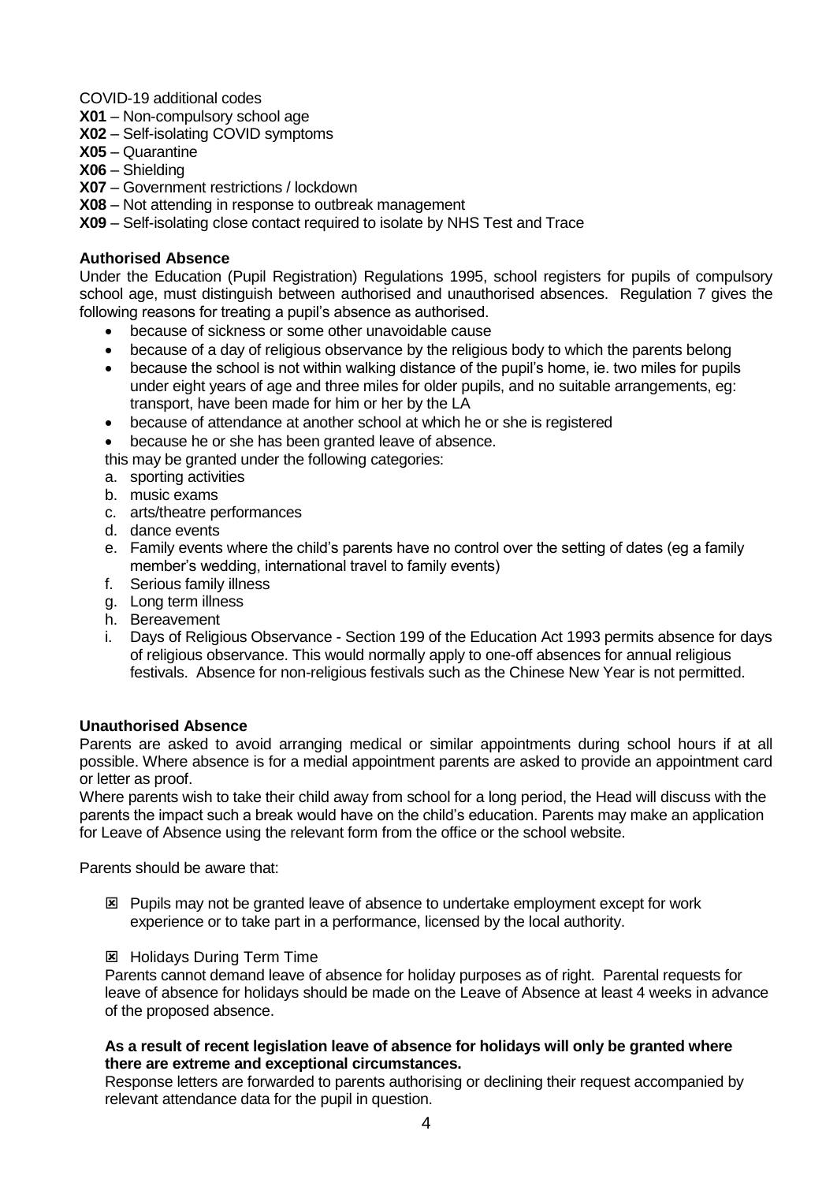COVID-19 additional codes

**X01** – Non-compulsory school age
**X02** – Self-isolating COVID symptoms
**X05** – Quarantine
**X06** – Shielding
**X07** – Government restrictions / lockdown
**X08** – Not attending in response to outbreak management
**X09** – Self-isolating close contact required to isolate by NHS Test and Trace

### Authorised Absence

Under the Education (Pupil Registration) Regulations 1995, school registers for pupils of compulsory school age, must distinguish between authorised and unauthorised absences. Regulation 7 gives the following reasons for treating a pupil's absence as authorised.

- because of sickness or some other unavoidable cause
- because of a day of religious observance by the religious body to which the parents belong
- because the school is not within walking distance of the pupil's home, ie. two miles for pupils under eight years of age and three miles for older pupils, and no suitable arrangements, eg: transport, have been made for him or her by the LA
- because of attendance at another school at which he or she is registered
- because he or she has been granted leave of absence.

this may be granted under the following categories:

a. sporting activities
b. music exams
c. arts/theatre performances
d. dance events
e. Family events where the child's parents have no control over the setting of dates (eg a family member's wedding, international travel to family events)
f. Serious family illness
g. Long term illness
h. Bereavement
i. Days of Religious Observance - Section 199 of the Education Act 1993 permits absence for days of religious observance. This would normally apply to one-off absences for annual religious festivals. Absence for non-religious festivals such as the Chinese New Year is not permitted.

### Unauthorised Absence

Parents are asked to avoid arranging medical or similar appointments during school hours if at all possible. Where absence is for a medial appointment parents are asked to provide an appointment card or letter as proof.

Where parents wish to take their child away from school for a long period, the Head will discuss with the parents the impact such a break would have on the child's education. Parents may make an application for Leave of Absence using the relevant form from the office or the school website.

Parents should be aware that:

- ☒ Pupils may not be granted leave of absence to undertake employment except for work experience or to take part in a performance, licensed by the local authority.

- ☒ Holidays During Term Time

Parents cannot demand leave of absence for holiday purposes as of right. Parental requests for leave of absence for holidays should be made on the Leave of Absence at least 4 weeks in advance of the proposed absence.

**As a result of recent legislation leave of absence for holidays will only be granted where there are extreme and exceptional circumstances.**

Response letters are forwarded to parents authorising or declining their request accompanied by relevant attendance data for the pupil in question.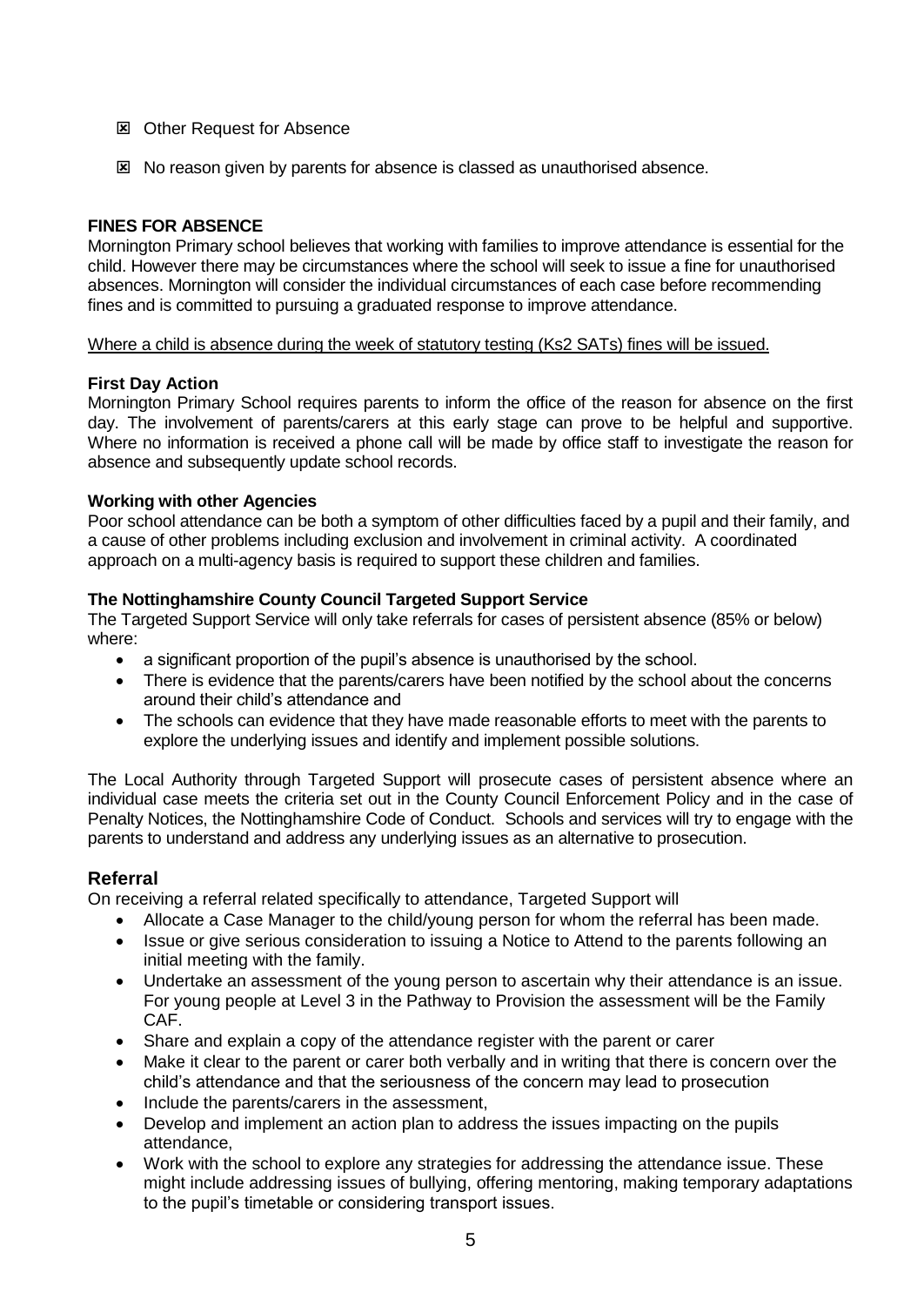- ☒ Other Request for Absence
- ☒ No reason given by parents for absence is classed as unauthorised absence.

**FINES FOR ABSENCE**

Mornington Primary school believes that working with families to improve attendance is essential for the child. However there may be circumstances where the school will seek to issue a fine for unauthorised absences. Mornington will consider the individual circumstances of each case before recommending fines and is committed to pursuing a graduated response to improve attendance.

<u>Where a child is absence during the week of statutory testing (Ks2 SATs) fines will be issued.</u>

**First Day Action**

Mornington Primary School requires parents to inform the office of the reason for absence on the first day. The involvement of parents/carers at this early stage can prove to be helpful and supportive. Where no information is received a phone call will be made by office staff to investigate the reason for absence and subsequently update school records.

**Working with other Agencies**

Poor school attendance can be both a symptom of other difficulties faced by a pupil and their family, and a cause of other problems including exclusion and involvement in criminal activity. A coordinated approach on a multi-agency basis is required to support these children and families.

**The Nottinghamshire County Council Targeted Support Service**

The Targeted Support Service will only take referrals for cases of persistent absence (85% or below) where:

- a significant proportion of the pupil's absence is unauthorised by the school.
- There is evidence that the parents/carers have been notified by the school about the concerns around their child's attendance and
- The schools can evidence that they have made reasonable efforts to meet with the parents to explore the underlying issues and identify and implement possible solutions.

The Local Authority through Targeted Support will prosecute cases of persistent absence where an individual case meets the criteria set out in the County Council Enforcement Policy and in the case of Penalty Notices, the Nottinghamshire Code of Conduct. Schools and services will try to engage with the parents to understand and address any underlying issues as an alternative to prosecution.

## Referral

On receiving a referral related specifically to attendance, Targeted Support will

- Allocate a Case Manager to the child/young person for whom the referral has been made.
- Issue or give serious consideration to issuing a Notice to Attend to the parents following an initial meeting with the family.
- Undertake an assessment of the young person to ascertain why their attendance is an issue. For young people at Level 3 in the Pathway to Provision the assessment will be the Family CAF.
- Share and explain a copy of the attendance register with the parent or carer
- Make it clear to the parent or carer both verbally and in writing that there is concern over the child's attendance and that the seriousness of the concern may lead to prosecution
- Include the parents/carers in the assessment,
- Develop and implement an action plan to address the issues impacting on the pupils attendance,
- Work with the school to explore any strategies for addressing the attendance issue. These might include addressing issues of bullying, offering mentoring, making temporary adaptations to the pupil's timetable or considering transport issues.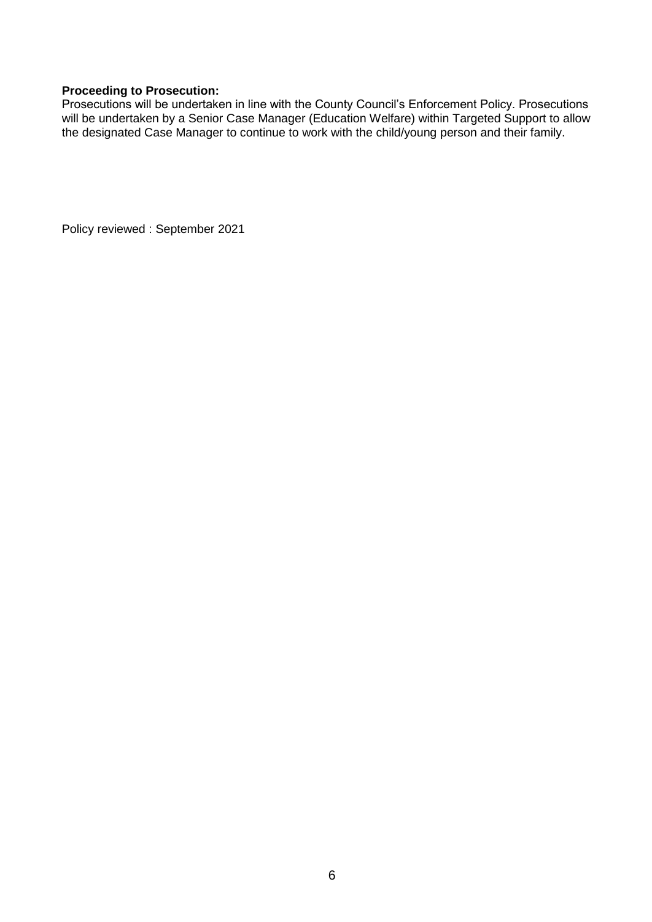**Proceeding to Prosecution:**

Prosecutions will be undertaken in line with the County Council's Enforcement Policy. Prosecutions will be undertaken by a Senior Case Manager (Education Welfare) within Targeted Support to allow the designated Case Manager to continue to work with the child/young person and their family.

Policy reviewed : September 2021